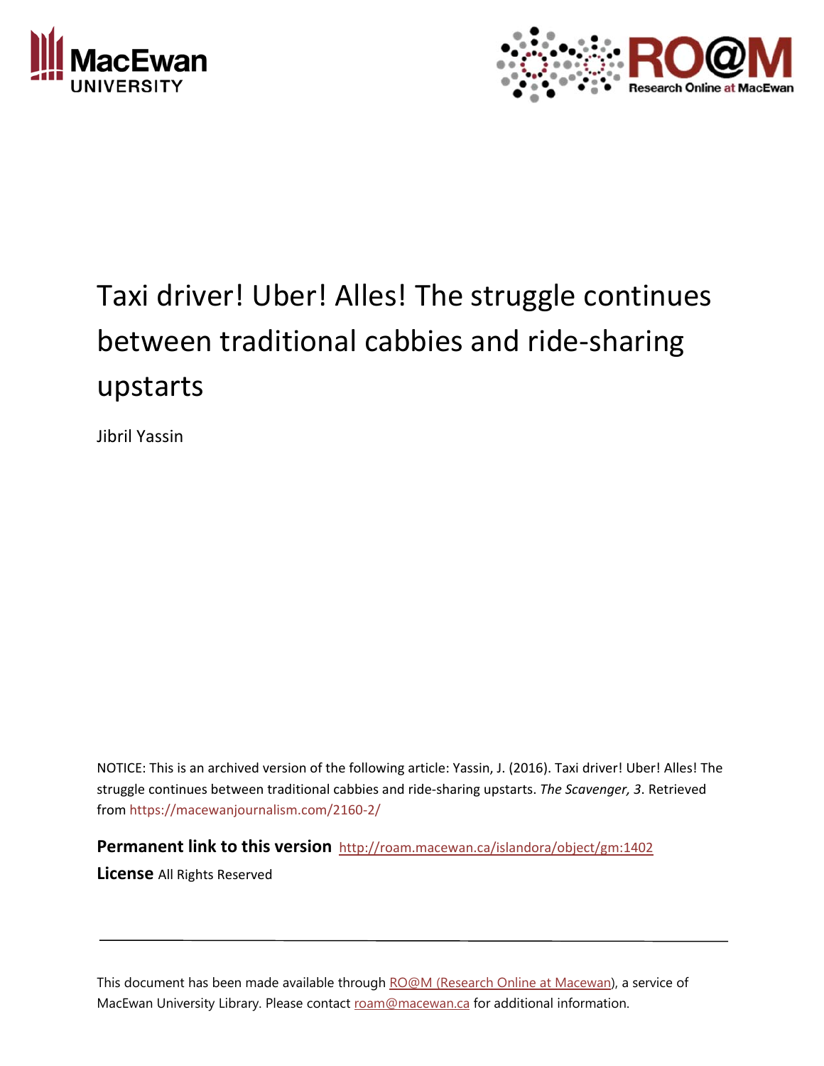# Taxi driver! Uber! Alles! The struggle continues between traditional cabbies and ride-sharing upstarts

Jibril Yassin

NOTICE: This is an archived version of the following article: Yassin, J. (2016). Taxi driver! Uber! Alles! The struggle continues between traditional cabbies and ride-sharing upstarts. *The Scavenger, 3*. Retrieved from https://macewanjournalism.com/2160-2/

**Permanent link to this version** http://roam.macewan.ca/islandora/object/gm:1402

**License** All Rights Reserved

---

This document has been made available through RO@M (Research Online at Macewan), a service of MacEwan University Library. Please contact roam@macewan.ca for additional information.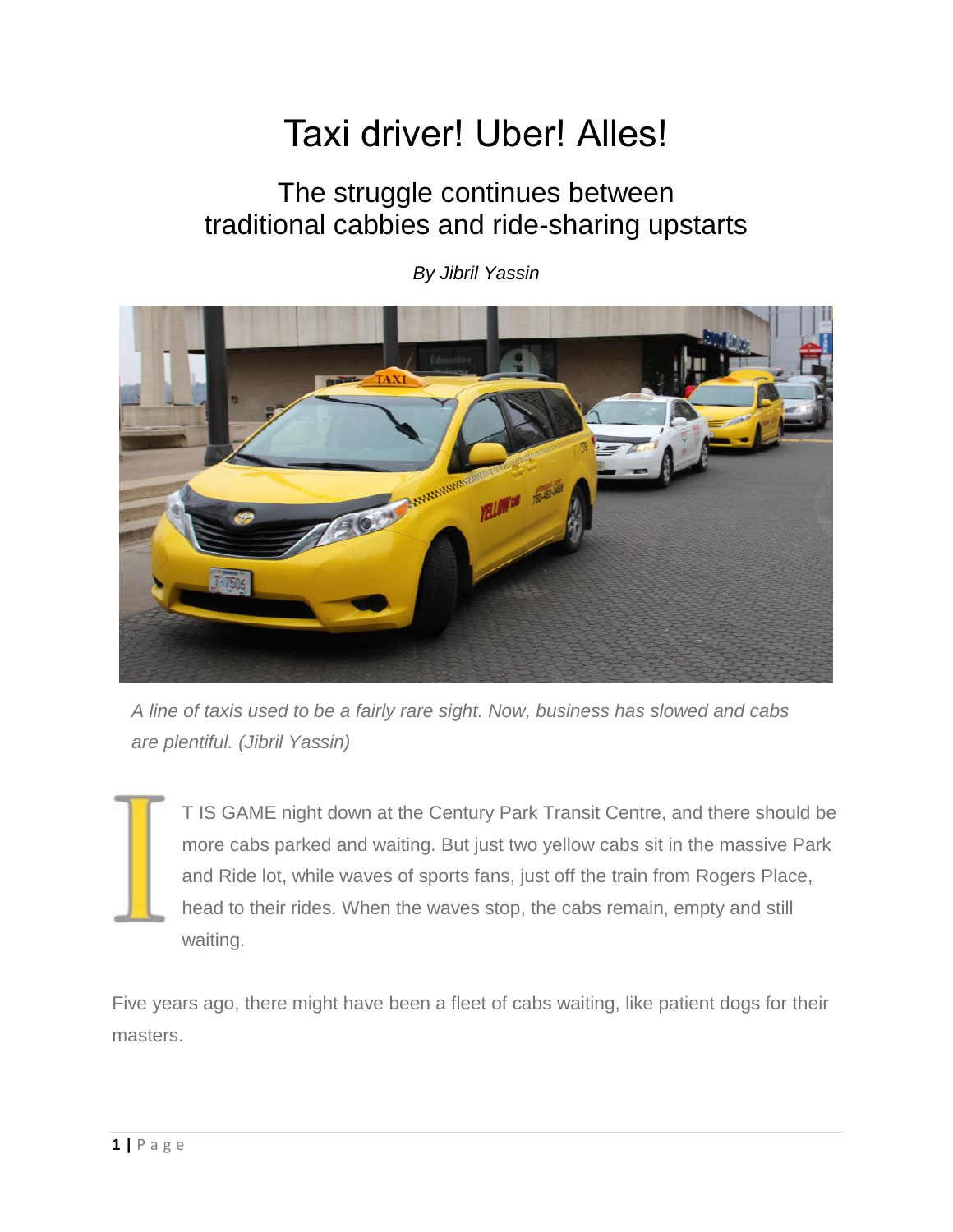# Taxi driver! Uber! Alles!

## The struggle continues between traditional cabbies and ride-sharing upstarts

*By Jibril Yassin*

*A line of taxis used to be a fairly rare sight. Now, business has slowed and cabs are plentiful. (Jibril Yassin)*

IT IS GAME night down at the Century Park Transit Centre, and there should be more cabs parked and waiting. But just two yellow cabs sit in the massive Park and Ride lot, while waves of sports fans, just off the train from Rogers Place, head to their rides. When the waves stop, the cabs remain, empty and still waiting.

Five years ago, there might have been a fleet of cabs waiting, like patient dogs for their masters.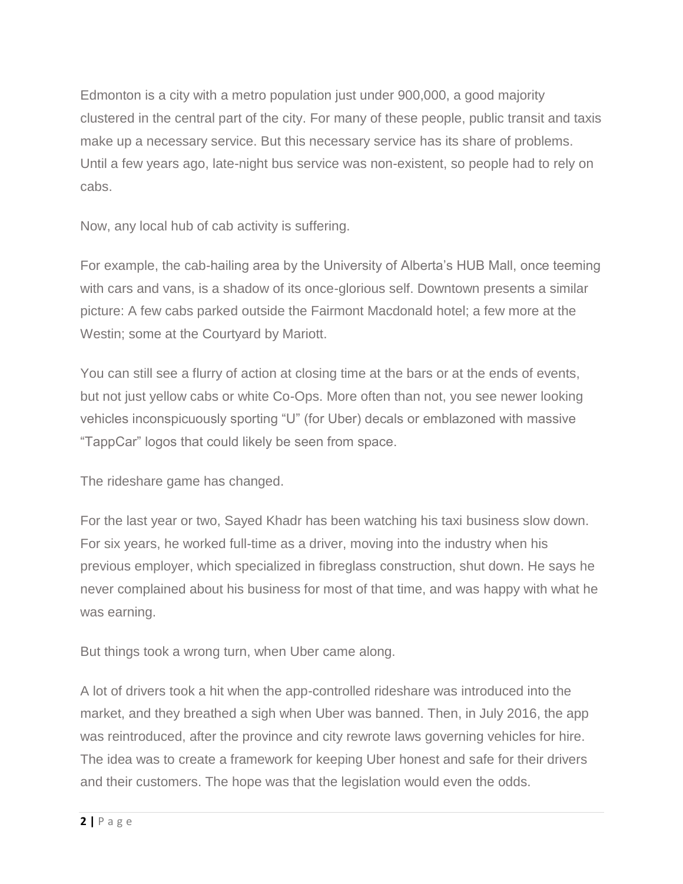Edmonton is a city with a metro population just under 900,000, a good majority clustered in the central part of the city. For many of these people, public transit and taxis make up a necessary service. But this necessary service has its share of problems. Until a few years ago, late-night bus service was non-existent, so people had to rely on cabs.

Now, any local hub of cab activity is suffering.

For example, the cab-hailing area by the University of Alberta's HUB Mall, once teeming with cars and vans, is a shadow of its once-glorious self. Downtown presents a similar picture: A few cabs parked outside the Fairmont Macdonald hotel; a few more at the Westin; some at the Courtyard by Mariott.

You can still see a flurry of action at closing time at the bars or at the ends of events, but not just yellow cabs or white Co-Ops. More often than not, you see newer looking vehicles inconspicuously sporting "U" (for Uber) decals or emblazoned with massive "TappCar" logos that could likely be seen from space.

The rideshare game has changed.

For the last year or two, Sayed Khadr has been watching his taxi business slow down. For six years, he worked full-time as a driver, moving into the industry when his previous employer, which specialized in fibreglass construction, shut down. He says he never complained about his business for most of that time, and was happy with what he was earning.

But things took a wrong turn, when Uber came along.

A lot of drivers took a hit when the app-controlled rideshare was introduced into the market, and they breathed a sigh when Uber was banned. Then, in July 2016, the app was reintroduced, after the province and city rewrote laws governing vehicles for hire. The idea was to create a framework for keeping Uber honest and safe for their drivers and their customers. The hope was that the legislation would even the odds.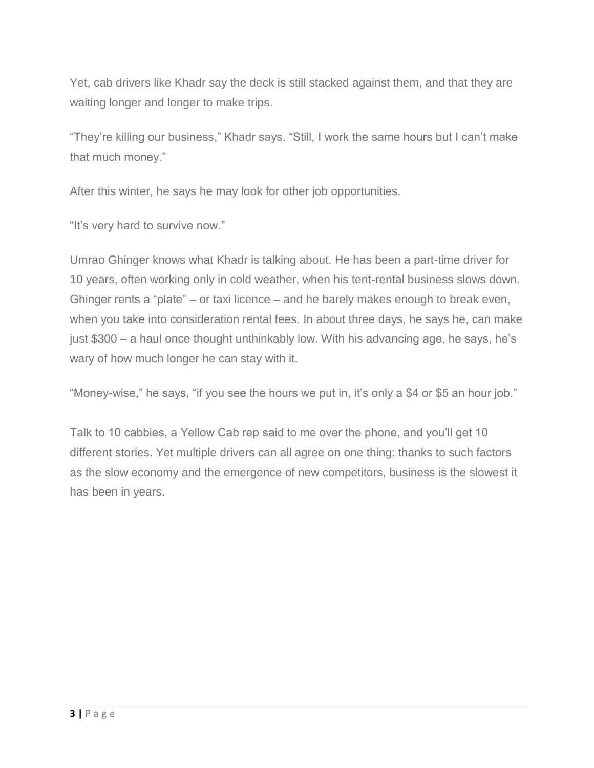Yet, cab drivers like Khadr say the deck is still stacked against them, and that they are waiting longer and longer to make trips.

“They’re killing our business,” Khadr says. “Still, I work the same hours but I can’t make that much money.”

After this winter, he says he may look for other job opportunities.

“It’s very hard to survive now.”

Umrao Ghinger knows what Khadr is talking about. He has been a part-time driver for 10 years, often working only in cold weather, when his tent-rental business slows down. Ghinger rents a “plate” – or taxi licence – and he barely makes enough to break even, when you take into consideration rental fees. In about three days, he says he, can make just $300 – a haul once thought unthinkably low. With his advancing age, he says, he’s wary of how much longer he can stay with it.

“Money-wise,” he says, “if you see the hours we put in, it’s only a $4 or $5 an hour job.”

Talk to 10 cabbies, a Yellow Cab rep said to me over the phone, and you’ll get 10 different stories. Yet multiple drivers can all agree on one thing: thanks to such factors as the slow economy and the emergence of new competitors, business is the slowest it has been in years.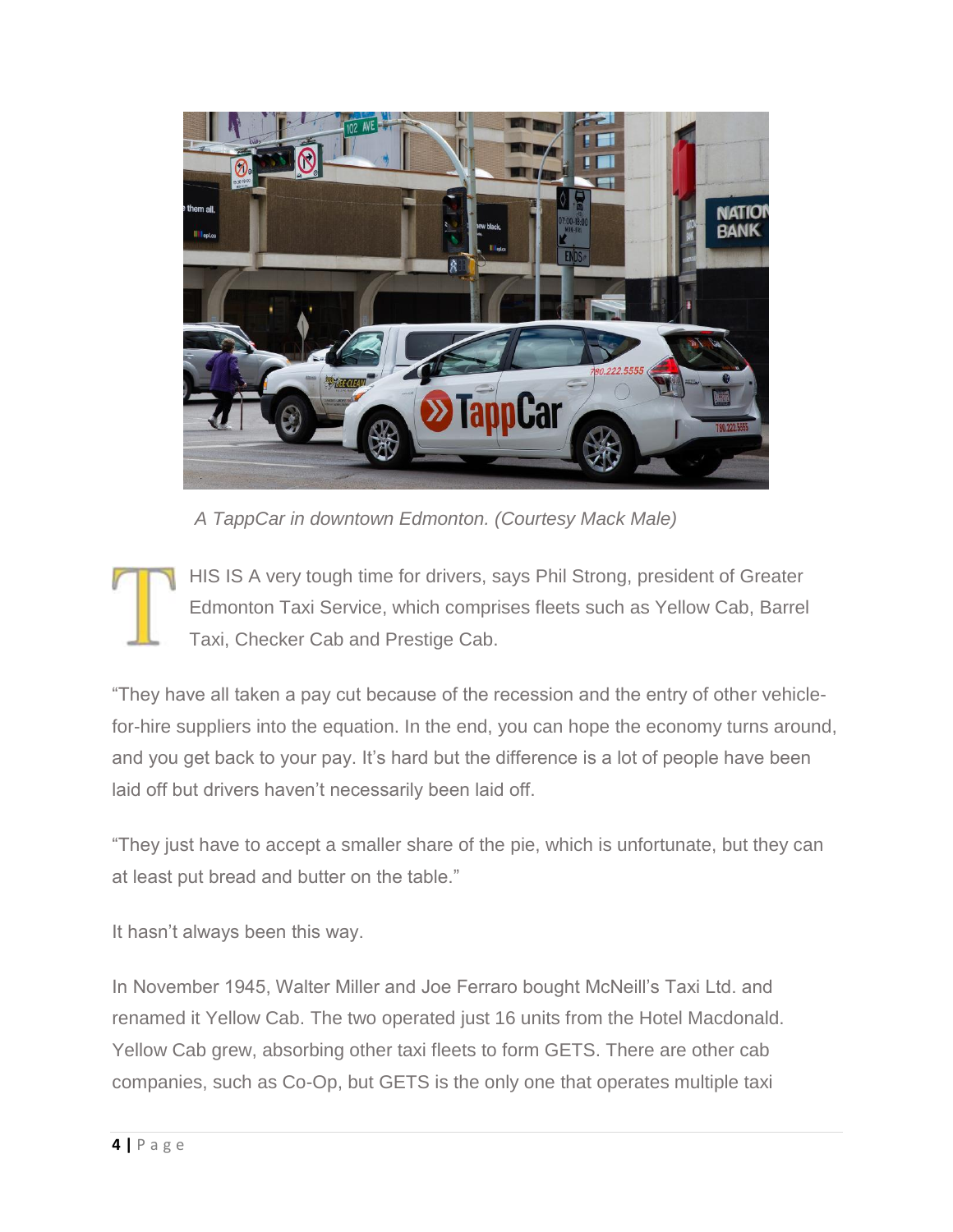*A TappCar in downtown Edmonton. (Courtesy Mack Male)*

THIS IS A very tough time for drivers, says Phil Strong, president of Greater Edmonton Taxi Service, which comprises fleets such as Yellow Cab, Barrel Taxi, Checker Cab and Prestige Cab.

"They have all taken a pay cut because of the recession and the entry of other vehicle-for-hire suppliers into the equation. In the end, you can hope the economy turns around, and you get back to your pay. It's hard but the difference is a lot of people have been laid off but drivers haven't necessarily been laid off.

"They just have to accept a smaller share of the pie, which is unfortunate, but they can at least put bread and butter on the table."

It hasn't always been this way.

In November 1945, Walter Miller and Joe Ferraro bought McNeill's Taxi Ltd. and renamed it Yellow Cab. The two operated just 16 units from the Hotel Macdonald. Yellow Cab grew, absorbing other taxi fleets to form GETS. There are other cab companies, such as Co-Op, but GETS is the only one that operates multiple taxi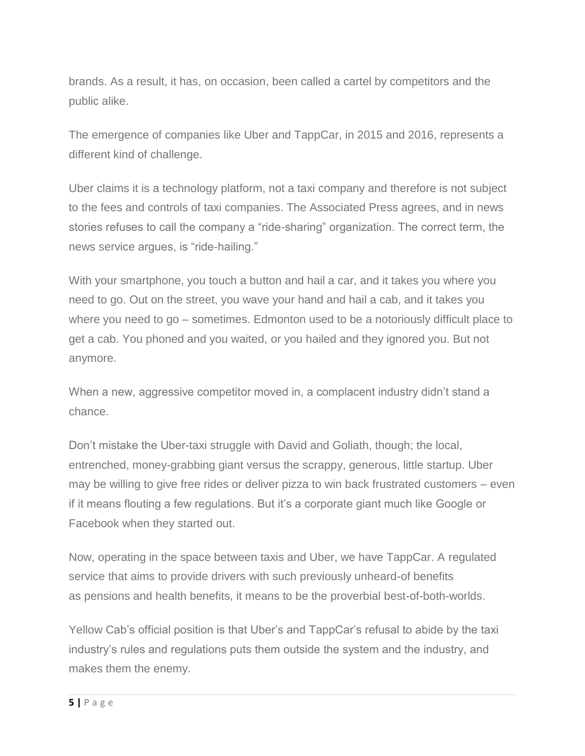brands. As a result, it has, on occasion, been called a cartel by competitors and the public alike.

The emergence of companies like Uber and TappCar, in 2015 and 2016, represents a different kind of challenge.

Uber claims it is a technology platform, not a taxi company and therefore is not subject to the fees and controls of taxi companies. The Associated Press agrees, and in news stories refuses to call the company a "ride-sharing" organization. The correct term, the news service argues, is "ride-hailing."

With your smartphone, you touch a button and hail a car, and it takes you where you need to go. Out on the street, you wave your hand and hail a cab, and it takes you where you need to go – sometimes. Edmonton used to be a notoriously difficult place to get a cab. You phoned and you waited, or you hailed and they ignored you. But not anymore.

When a new, aggressive competitor moved in, a complacent industry didn't stand a chance.

Don't mistake the Uber-taxi struggle with David and Goliath, though; the local, entrenched, money-grabbing giant versus the scrappy, generous, little startup. Uber may be willing to give free rides or deliver pizza to win back frustrated customers – even if it means flouting a few regulations. But it's a corporate giant much like Google or Facebook when they started out.

Now, operating in the space between taxis and Uber, we have TappCar. A regulated service that aims to provide drivers with such previously unheard-of benefits as pensions and health benefits, it means to be the proverbial best-of-both-worlds.

Yellow Cab's official position is that Uber's and TappCar's refusal to abide by the taxi industry's rules and regulations puts them outside the system and the industry, and makes them the enemy.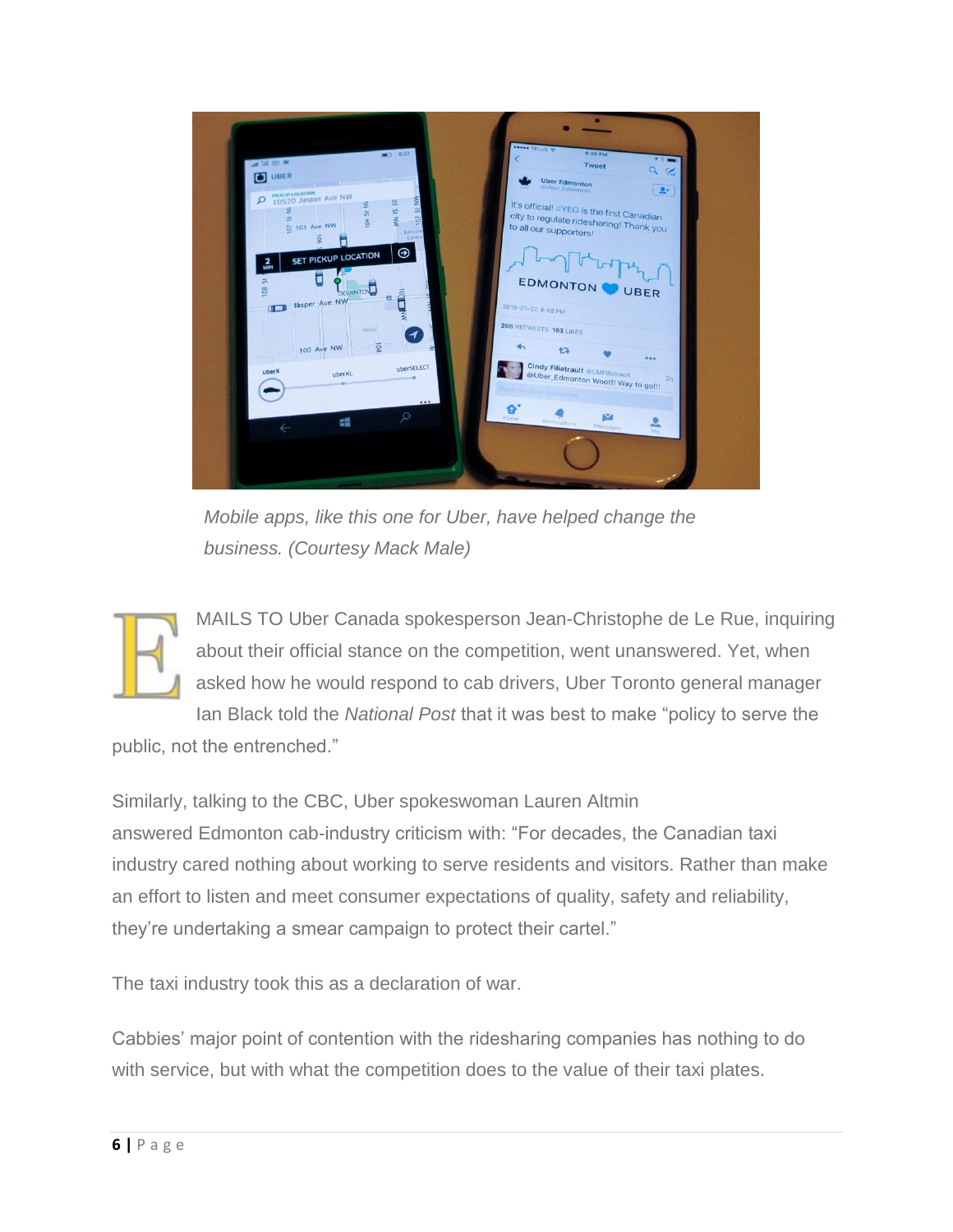*Mobile apps, like this one for Uber, have helped change the business. (Courtesy Mack Male)*

EMAILS TO Uber Canada spokesperson Jean-Christophe de Le Rue, inquiring about their official stance on the competition, went unanswered. Yet, when asked how he would respond to cab drivers, Uber Toronto general manager Ian Black told the *National Post* that it was best to make "policy to serve the public, not the entrenched."

Similarly, talking to the CBC, Uber spokeswoman Lauren Altmin answered Edmonton cab-industry criticism with: "For decades, the Canadian taxi industry cared nothing about working to serve residents and visitors. Rather than make an effort to listen and meet consumer expectations of quality, safety and reliability, they're undertaking a smear campaign to protect their cartel."

The taxi industry took this as a declaration of war.

Cabbies' major point of contention with the ridesharing companies has nothing to do with service, but with what the competition does to the value of their taxi plates.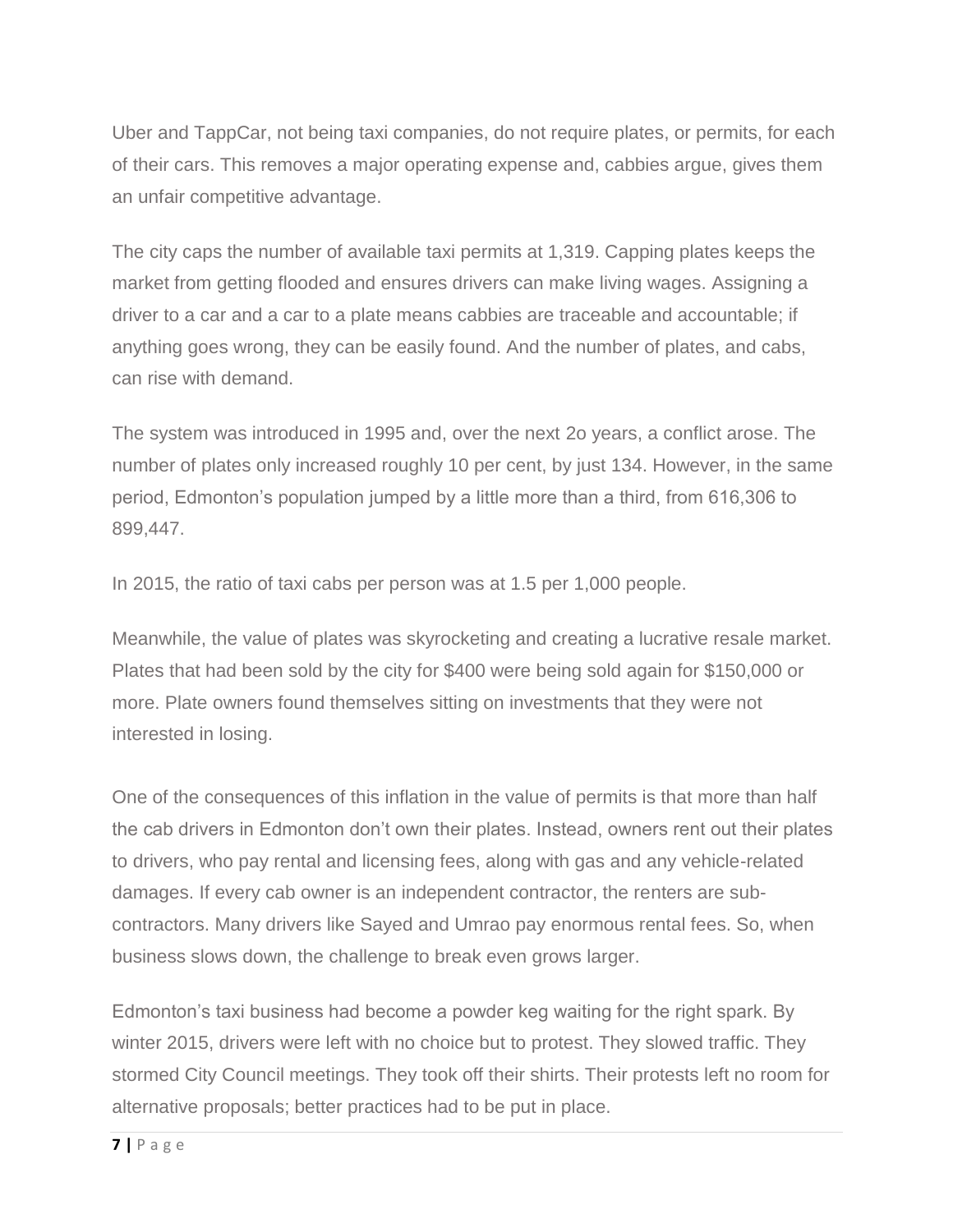Uber and TappCar, not being taxi companies, do not require plates, or permits, for each of their cars. This removes a major operating expense and, cabbies argue, gives them an unfair competitive advantage.

The city caps the number of available taxi permits at 1,319. Capping plates keeps the market from getting flooded and ensures drivers can make living wages. Assigning a driver to a car and a car to a plate means cabbies are traceable and accountable; if anything goes wrong, they can be easily found. And the number of plates, and cabs, can rise with demand.

The system was introduced in 1995 and, over the next 2o years, a conflict arose. The number of plates only increased roughly 10 per cent, by just 134. However, in the same period, Edmonton's population jumped by a little more than a third, from 616,306 to 899,447.

In 2015, the ratio of taxi cabs per person was at 1.5 per 1,000 people.

Meanwhile, the value of plates was skyrocketing and creating a lucrative resale market. Plates that had been sold by the city for $400 were being sold again for $150,000 or more. Plate owners found themselves sitting on investments that they were not interested in losing.

One of the consequences of this inflation in the value of permits is that more than half the cab drivers in Edmonton don't own their plates. Instead, owners rent out their plates to drivers, who pay rental and licensing fees, along with gas and any vehicle-related damages. If every cab owner is an independent contractor, the renters are sub-contractors. Many drivers like Sayed and Umrao pay enormous rental fees. So, when business slows down, the challenge to break even grows larger.

Edmonton's taxi business had become a powder keg waiting for the right spark. By winter 2015, drivers were left with no choice but to protest. They slowed traffic. They stormed City Council meetings. They took off their shirts. Their protests left no room for alternative proposals; better practices had to be put in place.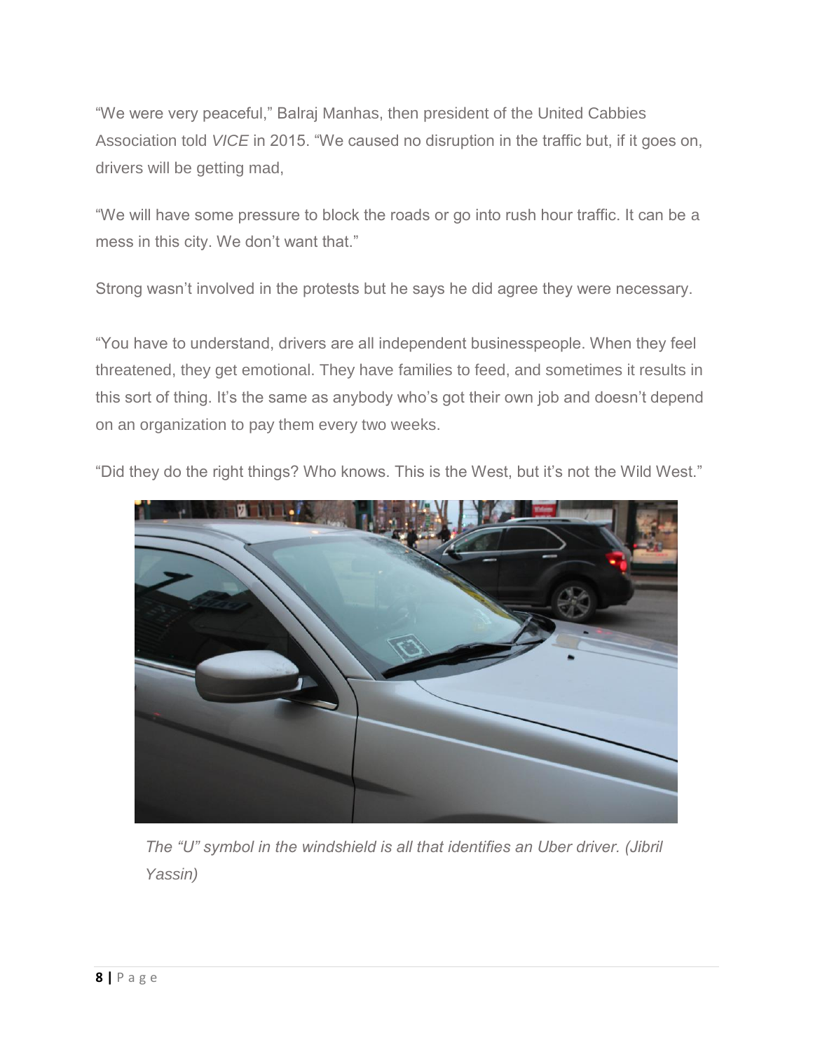"We were very peaceful," Balraj Manhas, then president of the United Cabbies Association told *VICE* in 2015. "We caused no disruption in the traffic but, if it goes on, drivers will be getting mad,

"We will have some pressure to block the roads or go into rush hour traffic. It can be a mess in this city. We don't want that."

Strong wasn't involved in the protests but he says he did agree they were necessary.

"You have to understand, drivers are all independent businesspeople. When they feel threatened, they get emotional. They have families to feed, and sometimes it results in this sort of thing. It's the same as anybody who's got their own job and doesn't depend on an organization to pay them every two weeks.

"Did they do the right things? Who knows. This is the West, but it's not the Wild West."

*The "U" symbol in the windshield is all that identifies an Uber driver. (Jibril Yassin)*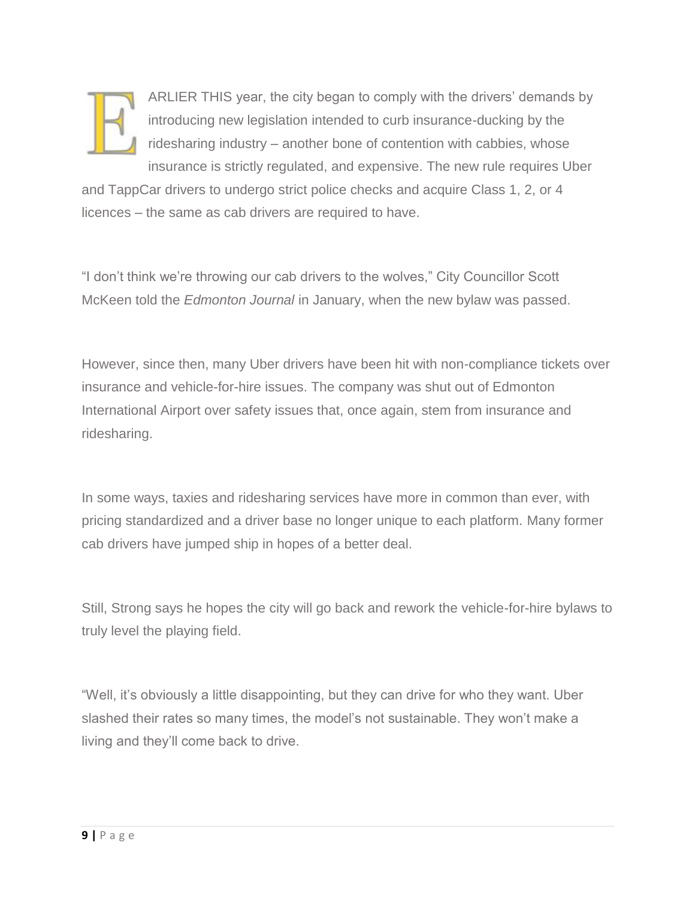EARLIER THIS year, the city began to comply with the drivers' demands by introducing new legislation intended to curb insurance-ducking by the ridesharing industry – another bone of contention with cabbies, whose insurance is strictly regulated, and expensive. The new rule requires Uber and TappCar drivers to undergo strict police checks and acquire Class 1, 2, or 4 licences – the same as cab drivers are required to have.

"I don't think we're throwing our cab drivers to the wolves," City Councillor Scott McKeen told the *Edmonton Journal* in January, when the new bylaw was passed.

However, since then, many Uber drivers have been hit with non-compliance tickets over insurance and vehicle-for-hire issues. The company was shut out of Edmonton International Airport over safety issues that, once again, stem from insurance and ridesharing.

In some ways, taxies and ridesharing services have more in common than ever, with pricing standardized and a driver base no longer unique to each platform. Many former cab drivers have jumped ship in hopes of a better deal.

Still, Strong says he hopes the city will go back and rework the vehicle-for-hire bylaws to truly level the playing field.

"Well, it's obviously a little disappointing, but they can drive for who they want. Uber slashed their rates so many times, the model's not sustainable. They won't make a living and they'll come back to drive.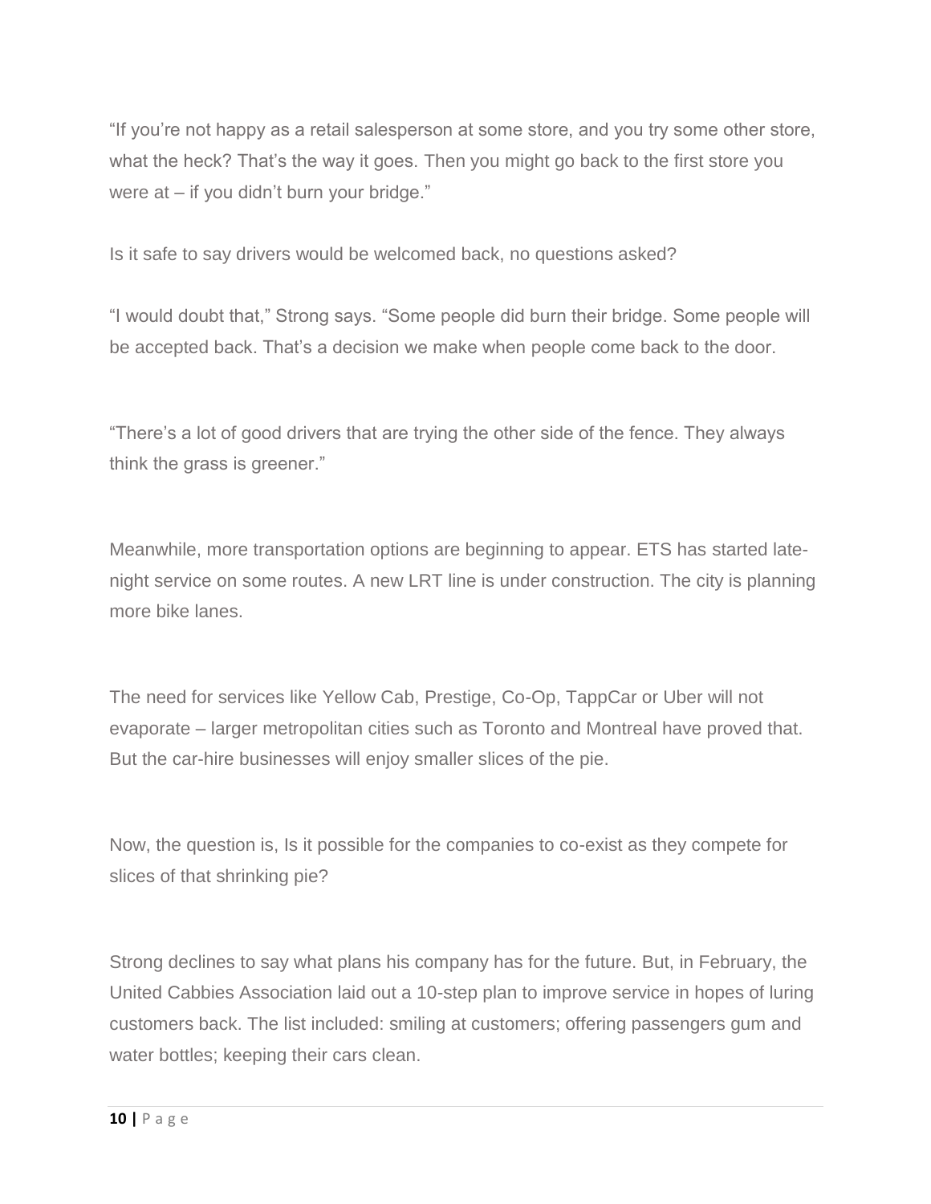"If you're not happy as a retail salesperson at some store, and you try some other store, what the heck? That's the way it goes. Then you might go back to the first store you were at – if you didn't burn your bridge."

Is it safe to say drivers would be welcomed back, no questions asked?

"I would doubt that," Strong says. "Some people did burn their bridge. Some people will be accepted back. That's a decision we make when people come back to the door.

"There's a lot of good drivers that are trying the other side of the fence. They always think the grass is greener."

Meanwhile, more transportation options are beginning to appear. ETS has started late-night service on some routes. A new LRT line is under construction. The city is planning more bike lanes.

The need for services like Yellow Cab, Prestige, Co-Op, TappCar or Uber will not evaporate – larger metropolitan cities such as Toronto and Montreal have proved that. But the car-hire businesses will enjoy smaller slices of the pie.

Now, the question is, Is it possible for the companies to co-exist as they compete for slices of that shrinking pie?

Strong declines to say what plans his company has for the future. But, in February, the United Cabbies Association laid out a 10-step plan to improve service in hopes of luring customers back. The list included: smiling at customers; offering passengers gum and water bottles; keeping their cars clean.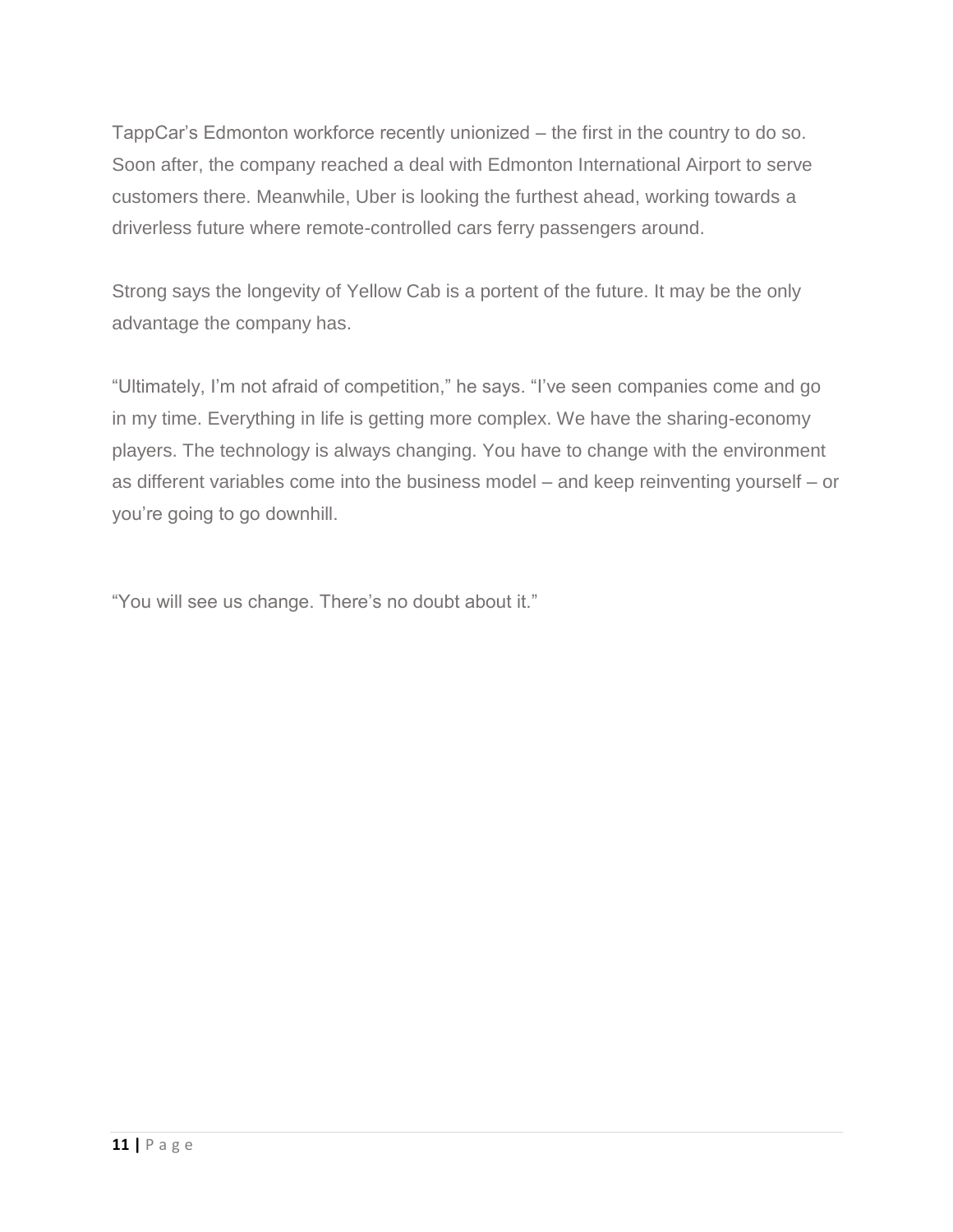TappCar's Edmonton workforce recently unionized – the first in the country to do so. Soon after, the company reached a deal with Edmonton International Airport to serve customers there. Meanwhile, Uber is looking the furthest ahead, working towards a driverless future where remote-controlled cars ferry passengers around.

Strong says the longevity of Yellow Cab is a portent of the future. It may be the only advantage the company has.

"Ultimately, I'm not afraid of competition," he says. "I've seen companies come and go in my time. Everything in life is getting more complex. We have the sharing-economy players. The technology is always changing. You have to change with the environment as different variables come into the business model – and keep reinventing yourself – or you're going to go downhill.

"You will see us change. There's no doubt about it."